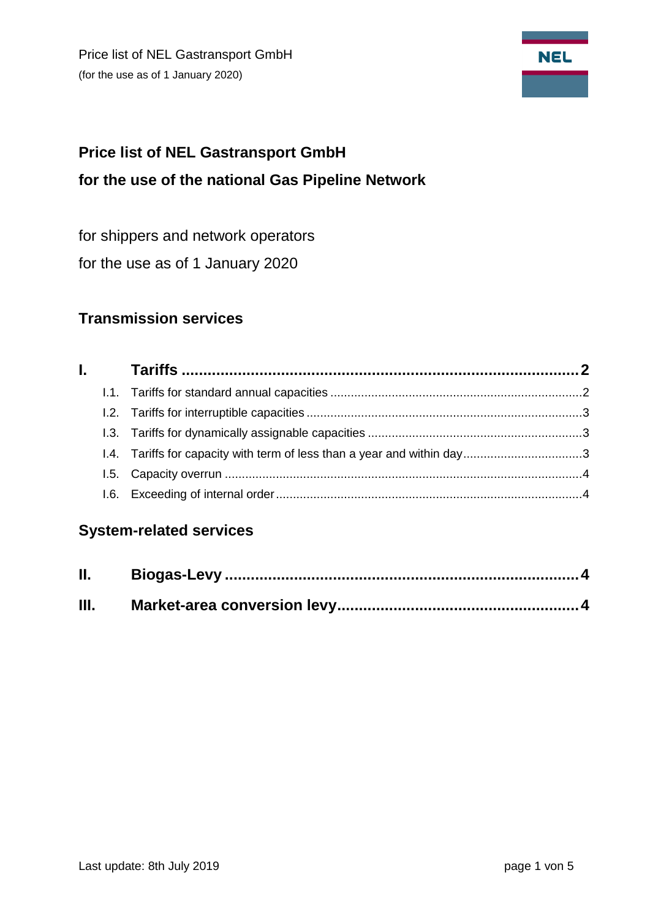# Price list of NEL Gastransport GmbH

## for the use of the national Gas Pipeline Network

for shippers and network operators

for the use as of 1 January 2020

## Transmission services

**I. Tariffs** .......... 2

- I.1. Tariffs for standard annual capacities .......... 2
- I.2. Tariffs for interruptible capacities .......... 3
- I.3. Tariffs for dynamically assignable capacities .......... 3
- I.4. Tariffs for capacity with term of less than a year and within day .......... 3
- I.5. Capacity overrun .......... 4
- I.6. Exceeding of internal order .......... 4

## System-related services

**II. Biogas-Levy** .......... 4

**III. Market-area conversion levy** .......... 4

Last update: 8th July 2019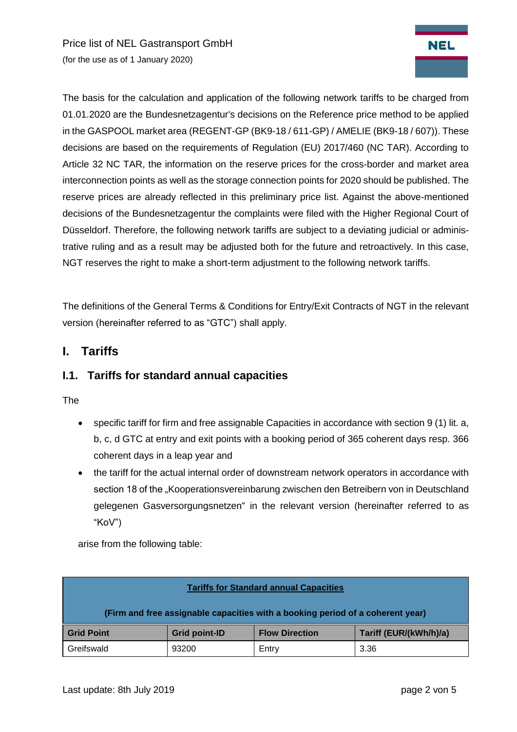The basis for the calculation and application of the following network tariffs to be charged from 01.01.2020 are the Bundesnetzagentur's decisions on the Reference price method to be applied in the GASPOOL market area (REGENT-GP (BK9-18 / 611-GP) / AMELIE (BK9-18 / 607)). These decisions are based on the requirements of Regulation (EU) 2017/460 (NC TAR). According to Article 32 NC TAR, the information on the reserve prices for the cross-border and market area interconnection points as well as the storage connection points for 2020 should be published. The reserve prices are already reflected in this preliminary price list. Against the above-mentioned decisions of the Bundesnetzagentur the complaints were filed with the Higher Regional Court of Düsseldorf. Therefore, the following network tariffs are subject to a deviating judicial or administrative ruling and as a result may be adjusted both for the future and retroactively. In this case, NGT reserves the right to make a short-term adjustment to the following network tariffs.

The definitions of the General Terms & Conditions for Entry/Exit Contracts of NGT in the relevant version (hereinafter referred to as "GTC") shall apply.

# I. Tariffs

## I.1. Tariffs for standard annual capacities

The

- specific tariff for firm and free assignable Capacities in accordance with section 9 (1) lit. a, b, c, d GTC at entry and exit points with a booking period of 365 coherent days resp. 366 coherent days in a leap year and
- the tariff for the actual internal order of downstream network operators in accordance with section 18 of the „Kooperationsvereinbarung zwischen den Betreibern von in Deutschland gelegenen Gasversorgungsnetzen" in the relevant version (hereinafter referred to as "KoV")

arise from the following table:

| Tariffs for Standard annual Capacities (Firm and free assignable capacities with a booking period of a coherent year) | | | |
|---|---|---|---|
| **Grid Point** | **Grid point-ID** | **Flow Direction** | **Tariff (EUR/(kWh/h)/a)** |
| Greifswald | 93200 | Entry | 3.36 |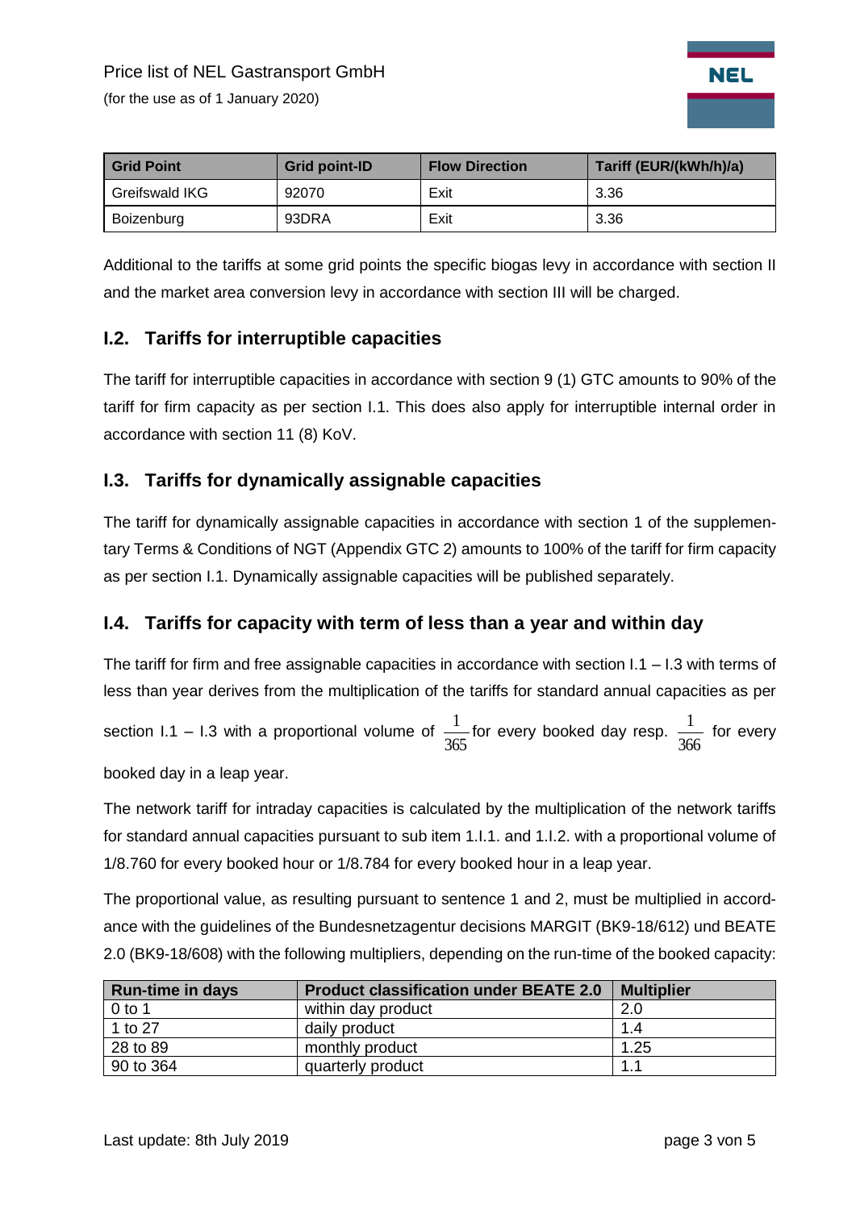| Grid Point | Grid point-ID | Flow Direction | Tariff (EUR/(kWh/h)/a) |
| --- | --- | --- | --- |
| Greifswald IKG | 92070 | Exit | 3.36 |
| Boizenburg | 93DRA | Exit | 3.36 |

Additional to the tariffs at some grid points the specific biogas levy in accordance with section II and the market area conversion levy in accordance with section III will be charged.

## I.2. Tariffs for interruptible capacities

The tariff for interruptible capacities in accordance with section 9 (1) GTC amounts to 90% of the tariff for firm capacity as per section I.1. This does also apply for interruptible internal order in accordance with section 11 (8) KoV.

## I.3. Tariffs for dynamically assignable capacities

The tariff for dynamically assignable capacities in accordance with section 1 of the supplementary Terms & Conditions of NGT (Appendix GTC 2) amounts to 100% of the tariff for firm capacity as per section I.1. Dynamically assignable capacities will be published separately.

## I.4. Tariffs for capacity with term of less than a year and within day

The tariff for firm and free assignable capacities in accordance with section I.1 – I.3 with terms of less than year derives from the multiplication of the tariffs for standard annual capacities as per section I.1 – I.3 with a proportional volume of $\frac{1}{365}$ for every booked day resp. $\frac{1}{366}$ for every booked day in a leap year.

The network tariff for intraday capacities is calculated by the multiplication of the network tariffs for standard annual capacities pursuant to sub item 1.I.1. and 1.I.2. with a proportional volume of 1/8.760 for every booked hour or 1/8.784 for every booked hour in a leap year.

The proportional value, as resulting pursuant to sentence 1 and 2, must be multiplied in accordance with the guidelines of the Bundesnetzagentur decisions MARGIT (BK9-18/612) und BEATE 2.0 (BK9-18/608) with the following multipliers, depending on the run-time of the booked capacity:

| Run-time in days | Product classification under BEATE 2.0 | Multiplier |
| --- | --- | --- |
| 0 to 1 | within day product | 2.0 |
| 1 to 27 | daily product | 1.4 |
| 28 to 89 | monthly product | 1.25 |
| 90 to 364 | quarterly product | 1.1 |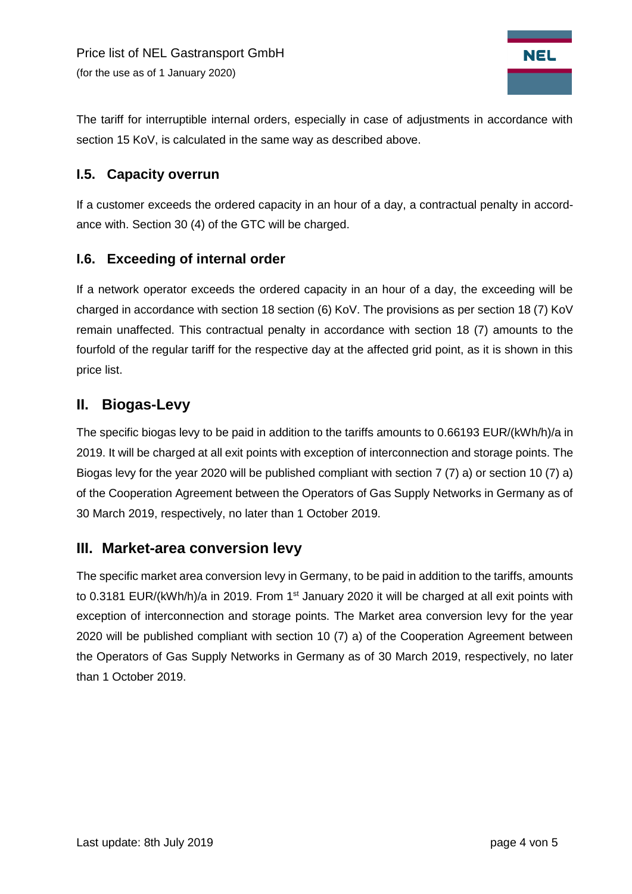The tariff for interruptible internal orders, especially in case of adjustments in accordance with section 15 KoV, is calculated in the same way as described above.

### I.5. Capacity overrun

If a customer exceeds the ordered capacity in an hour of a day, a contractual penalty in accordance with. Section 30 (4) of the GTC will be charged.

### I.6. Exceeding of internal order

If a network operator exceeds the ordered capacity in an hour of a day, the exceeding will be charged in accordance with section 18 section (6) KoV. The provisions as per section 18 (7) KoV remain unaffected. This contractual penalty in accordance with section 18 (7) amounts to the fourfold of the regular tariff for the respective day at the affected grid point, as it is shown in this price list.

## II. Biogas-Levy

The specific biogas levy to be paid in addition to the tariffs amounts to 0.66193 EUR/(kWh/h)/a in 2019. It will be charged at all exit points with exception of interconnection and storage points. The Biogas levy for the year 2020 will be published compliant with section 7 (7) a) or section 10 (7) a) of the Cooperation Agreement between the Operators of Gas Supply Networks in Germany as of 30 March 2019, respectively, no later than 1 October 2019.

## III. Market-area conversion levy

The specific market area conversion levy in Germany, to be paid in addition to the tariffs, amounts to 0.3181 EUR/(kWh/h)/a in 2019. From 1st January 2020 it will be charged at all exit points with exception of interconnection and storage points. The Market area conversion levy for the year 2020 will be published compliant with section 10 (7) a) of the Cooperation Agreement between the Operators of Gas Supply Networks in Germany as of 30 March 2019, respectively, no later than 1 October 2019.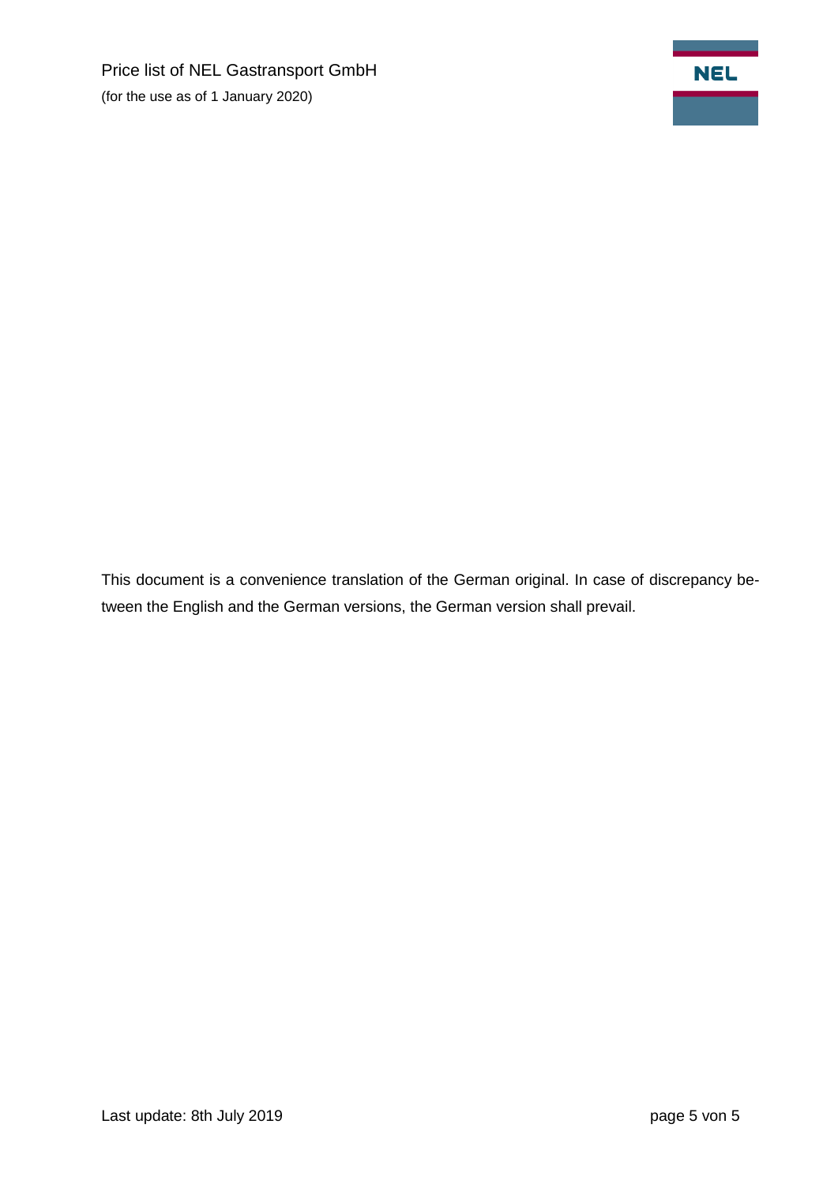This document is a convenience translation of the German original. In case of discrepancy between the English and the German versions, the German version shall prevail.